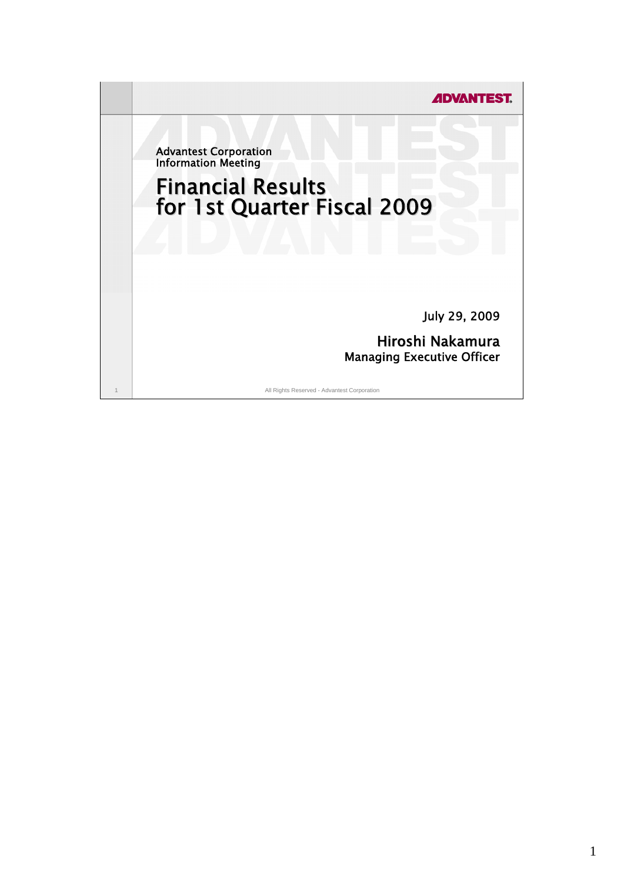ADVANTEST

Advantest Corporation
Information Meeting

# Financial Results for 1st Quarter Fiscal 2009

July 29, 2009

**Hiroshi Nakamura**
Managing Executive Officer

All Rights Reserved - Advantest Corporation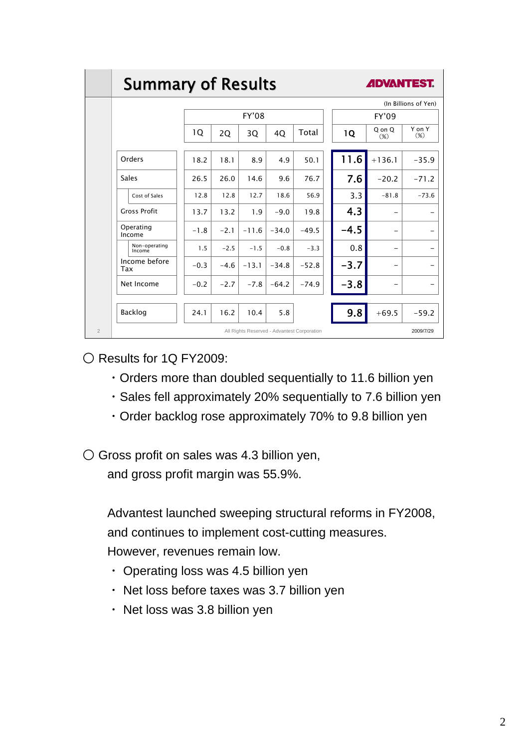## Summary of Results

(In Billions of Yen)

| | FY'08 | | | | | FY'09 | | |
|---|---|---|---|---|---|---|---|---|
| | 1Q | 2Q | 3Q | 4Q | Total | 1Q | Q on Q (%) | Y on Y (%) |
| Orders | 18.2 | 18.1 | 8.9 | 4.9 | 50.1 | **11.6** | +136.1 | -35.9 |
| Sales | 26.5 | 26.0 | 14.6 | 9.6 | 76.7 | **7.6** | -20.2 | -71.2 |
| Cost of Sales | 12.8 | 12.8 | 12.7 | 18.6 | 56.9 | 3.3 | -81.8 | -73.6 |
| Gross Profit | 13.7 | 13.2 | 1.9 | -9.0 | 19.8 | **4.3** | – | – |
| Operating Income | -1.8 | -2.1 | -11.6 | -34.0 | -49.5 | **-4.5** | – | – |
| Non-operating Income | 1.5 | -2.5 | -1.5 | -0.8 | -3.3 | 0.8 | – | – |
| Income before Tax | -0.3 | -4.6 | -13.1 | -34.8 | -52.8 | **-3.7** | – | – |
| Net Income | -0.2 | -2.7 | -7.8 | -64.2 | -74.9 | **-3.8** | – | – |
| Backlog | 24.1 | 16.2 | 10.4 | 5.8 | | **9.8** | +69.5 | -59.2 |

All Rights Reserved - Advantest Corporation 2009/7/29

○ Results for 1Q FY2009:

- Orders more than doubled sequentially to 11.6 billion yen
- Sales fell approximately 20% sequentially to 7.6 billion yen
- Order backlog rose approximately 70% to 9.8 billion yen

○ Gross profit on sales was 4.3 billion yen, and gross profit margin was 55.9%.

Advantest launched sweeping structural reforms in FY2008, and continues to implement cost-cutting measures. However, revenues remain low.

- Operating loss was 4.5 billion yen
- Net loss before taxes was 3.7 billion yen
- Net loss was 3.8 billion yen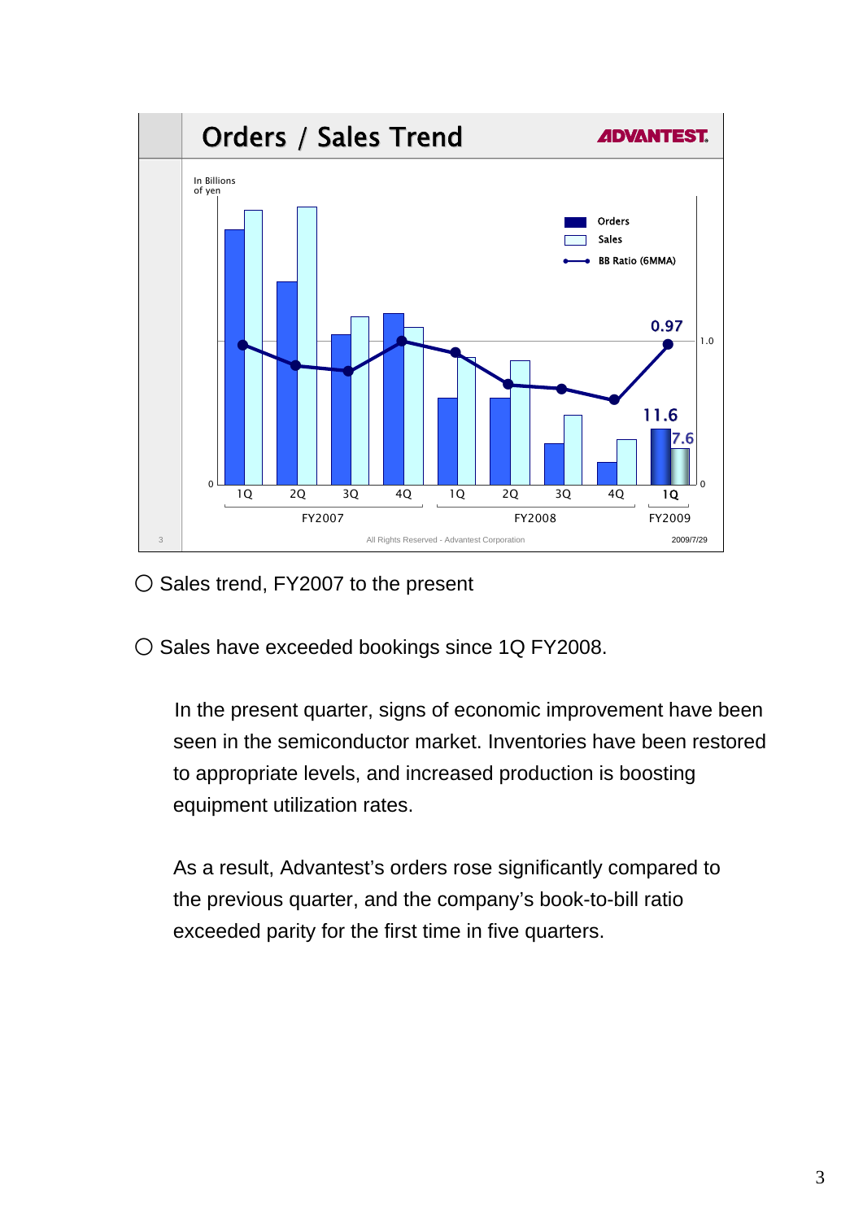## Orders / Sales Trend

ADVANTEST.

In Billions of yen

Legend: Orders, Sales, BB Ratio (6MMA)

FY2007: 1Q, 2Q, 3Q, 4Q — FY2008: 1Q, 2Q, 3Q, 4Q — FY2009: 1Q

FY2009 1Q: Orders 11.6, Sales 7.6, BB Ratio 0.97

All Rights Reserved - Advantest Corporation

2009/7/29

○ Sales trend, FY2007 to the present

○ Sales have exceeded bookings since 1Q FY2008.

In the present quarter, signs of economic improvement have been seen in the semiconductor market. Inventories have been restored to appropriate levels, and increased production is boosting equipment utilization rates.

As a result, Advantest's orders rose significantly compared to the previous quarter, and the company's book-to-bill ratio exceeded parity for the first time in five quarters.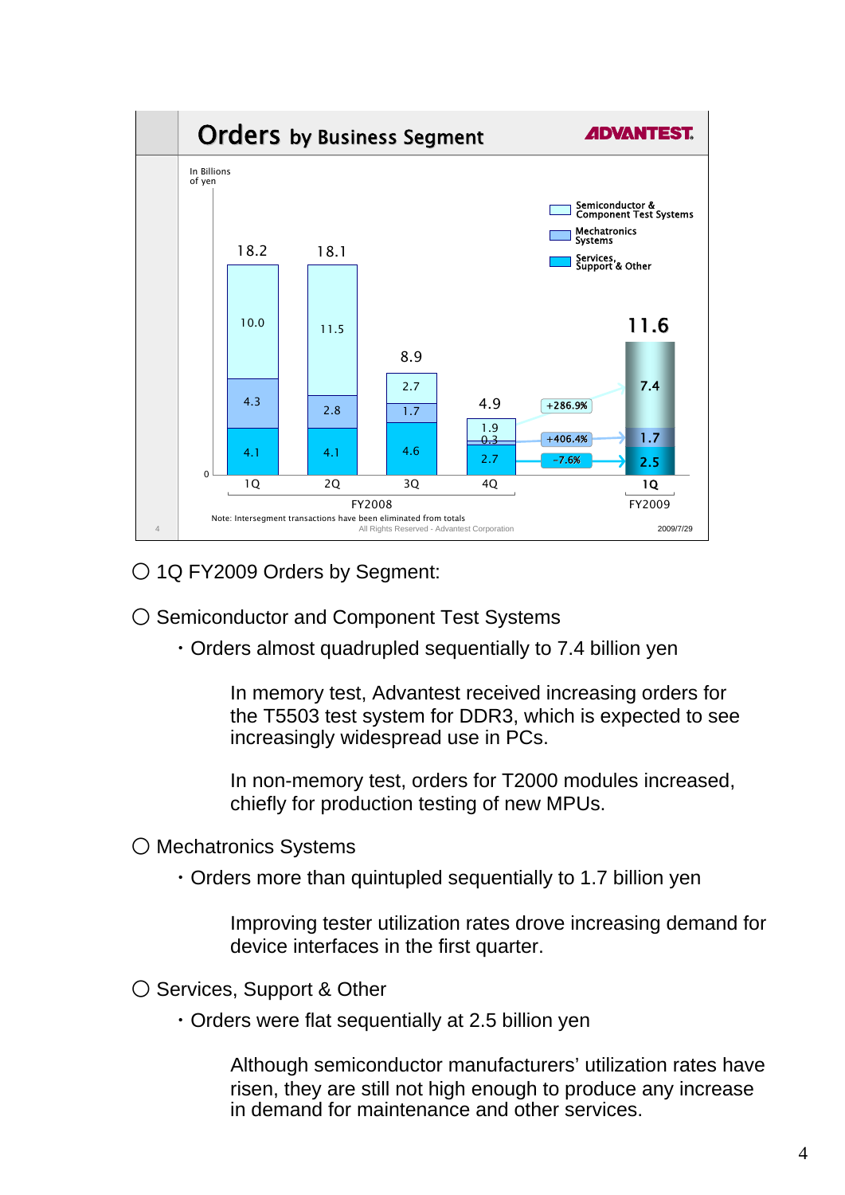## Orders by Business Segment

ADVANTEST

In Billions of yen

| | FY2008 1Q | FY2008 2Q | FY2008 3Q | FY2008 4Q | YoY change | FY2009 1Q |
|---|---|---|---|---|---|---|
| Semiconductor & Component Test Systems | 10.0 | 11.5 | 2.7 | 1.9 | +286.9% | 7.4 |
| Mechatronics Systems | 4.3 | 2.8 | 1.7 | 0.3 | +406.4% | 1.7 |
| Services, Support & Other | 4.1 | 4.1 | 4.6 | 2.7 | -7.6% | 2.5 |
| Total | 18.2 | 18.1 | 8.9 | 4.9 | | 11.6 |

Note: Intersegment transactions have been eliminated from totals

All Rights Reserved - Advantest Corporation

2009/7/29

○ 1Q FY2009 Orders by Segment:

○ Semiconductor and Component Test Systems

- Orders almost quadrupled sequentially to 7.4 billion yen

  In memory test, Advantest received increasing orders for the T5503 test system for DDR3, which is expected to see increasingly widespread use in PCs.

  In non-memory test, orders for T2000 modules increased, chiefly for production testing of new MPUs.

○ Mechatronics Systems

- Orders more than quintupled sequentially to 1.7 billion yen

  Improving tester utilization rates drove increasing demand for device interfaces in the first quarter.

○ Services, Support & Other

- Orders were flat sequentially at 2.5 billion yen

  Although semiconductor manufacturers' utilization rates have risen, they are still not high enough to produce any increase in demand for maintenance and other services.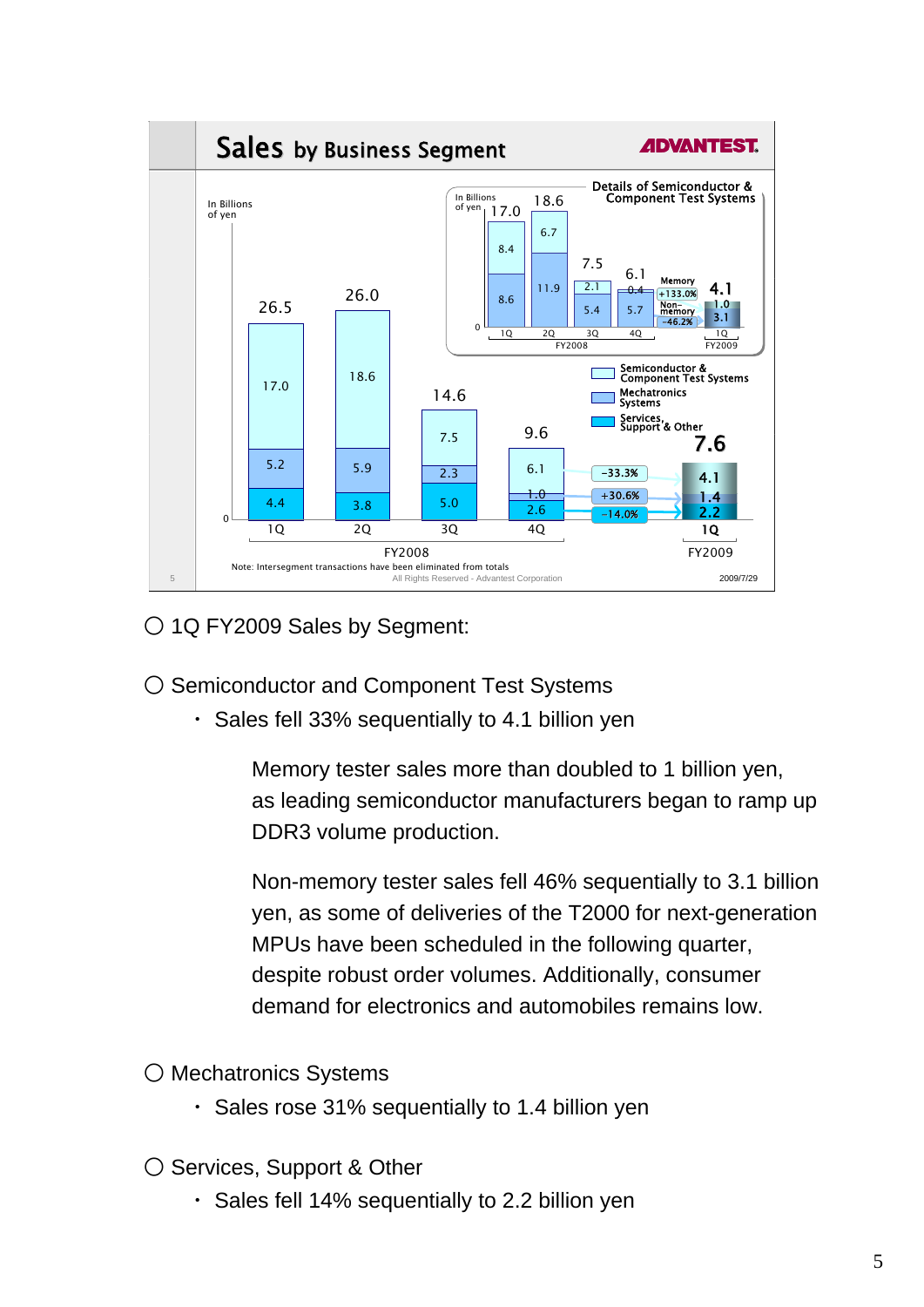## Sales by Business Segment

ADVANTEST

(In Billions of yen)

| | 1Q FY2008 | 2Q FY2008 | 3Q FY2008 | 4Q FY2008 | 1Q FY2009 | Change |
|---|---|---|---|---|---|---|
| Semiconductor & Component Test Systems | 17.0 | 18.6 | 7.5 | 6.1 | 4.1 | -33.3% |
| Mechatronics Systems | 5.2 | 5.9 | 2.3 | 1.0 | 1.4 | +30.6% |
| Services, Support & Other | 4.4 | 3.8 | 5.0 | 2.6 | 2.2 | -14.0% |
| Total | 26.5 | 26.0 | 14.6 | 9.6 | 7.6 | |

**Details of Semiconductor & Component Test Systems** (In Billions of yen)

| | 1Q FY2008 | 2Q FY2008 | 3Q FY2008 | 4Q FY2008 | 1Q FY2009 | Change |
|---|---|---|---|---|---|---|
| Memory | 8.4 | 6.7 | 2.1 | 0.4 | 1.0 | +133.0% |
| Non-memory | 8.6 | 11.9 | 5.4 | 5.7 | 3.1 | -46.2% |
| Total | 17.0 | 18.6 | 7.5 | 6.1 | 4.1 | |

Note: Intersegment transactions have been eliminated from totals

○ 1Q FY2009 Sales by Segment:

○ Semiconductor and Component Test Systems

- Sales fell 33% sequentially to 4.1 billion yen

Memory tester sales more than doubled to 1 billion yen, as leading semiconductor manufacturers began to ramp up DDR3 volume production.

Non-memory tester sales fell 46% sequentially to 3.1 billion yen, as some of deliveries of the T2000 for next-generation MPUs have been scheduled in the following quarter, despite robust order volumes. Additionally, consumer demand for electronics and automobiles remains low.

○ Mechatronics Systems

- Sales rose 31% sequentially to 1.4 billion yen

○ Services, Support & Other

- Sales fell 14% sequentially to 2.2 billion yen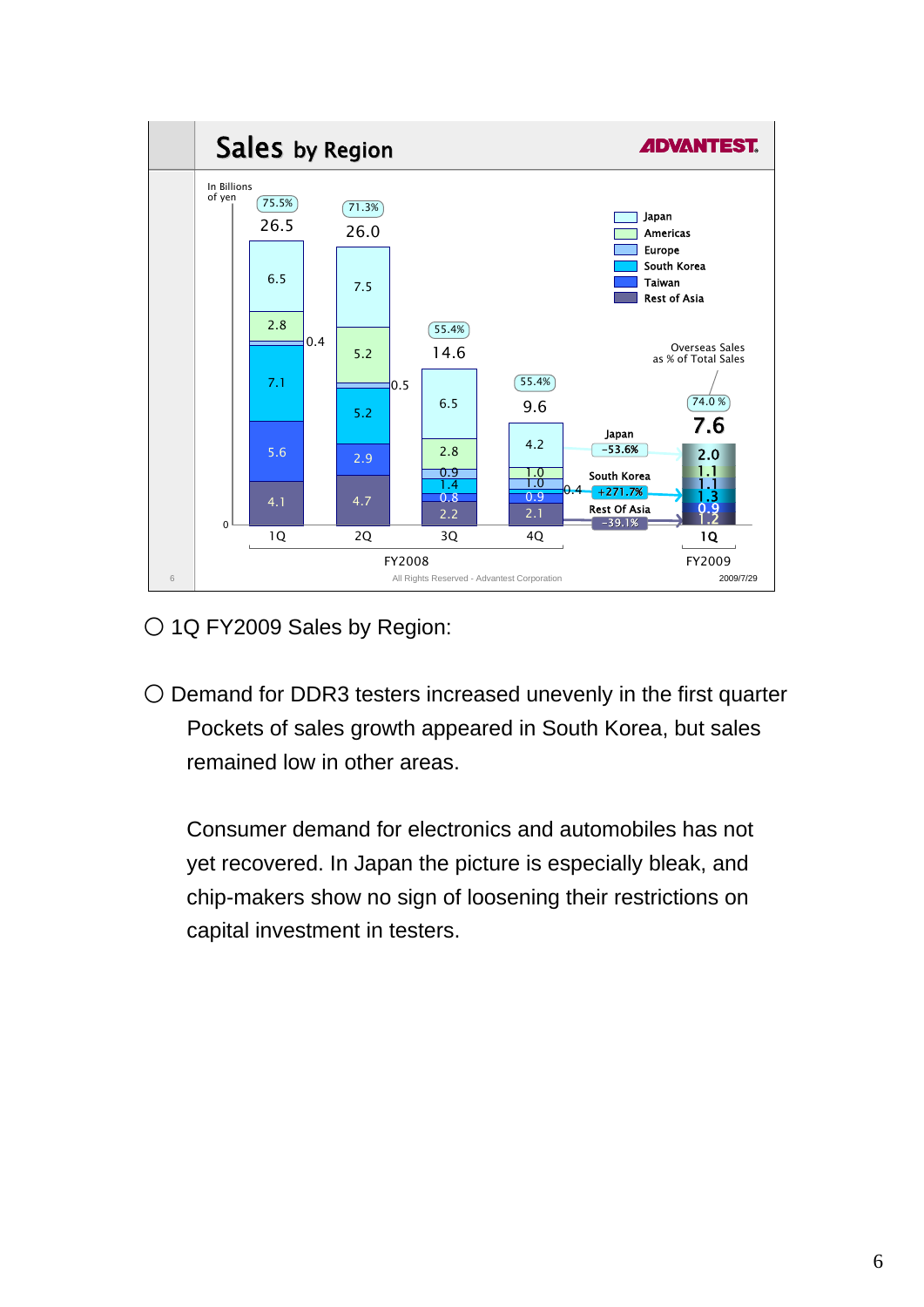## Sales by Region

In Billions of yen

| | FY2008 1Q | FY2008 2Q | FY2008 3Q | FY2008 4Q | FY2009 1Q |
|---|---|---|---|---|---|
| Japan | 6.5 | 7.5 | 6.5 | 4.2 | 2.0 |
| Americas | 2.8 | 5.2 | 2.8 | 1.0 | 1.1 |
| Europe | 0.4 | 0.5 | 0.9 | 1.0 | 1.1 |
| South Korea | 7.1 | 5.2 | 1.4 | 0.4 | 1.3 |
| Taiwan | 5.6 | 2.9 | 0.8 | 0.9 | 0.9 |
| Rest of Asia | 4.1 | 4.7 | 2.2 | 2.1 | 1.2 |
| Total | 26.5 | 26.0 | 14.6 | 9.6 | 7.6 |
| Overseas Sales as % of Total Sales | 75.5% | 71.3% | 55.4% | 55.4% | 74.0% |

Change from FY2008 4Q to FY2009 1Q: Japan -53.6%, South Korea +271.7%, Rest Of Asia -39.1%

All Rights Reserved - Advantest Corporation

2009/7/29

○ 1Q FY2009 Sales by Region:

○ Demand for DDR3 testers increased unevenly in the first quarter
Pockets of sales growth appeared in South Korea, but sales remained low in other areas.

Consumer demand for electronics and automobiles has not yet recovered. In Japan the picture is especially bleak, and chip-makers show no sign of loosening their restrictions on capital investment in testers.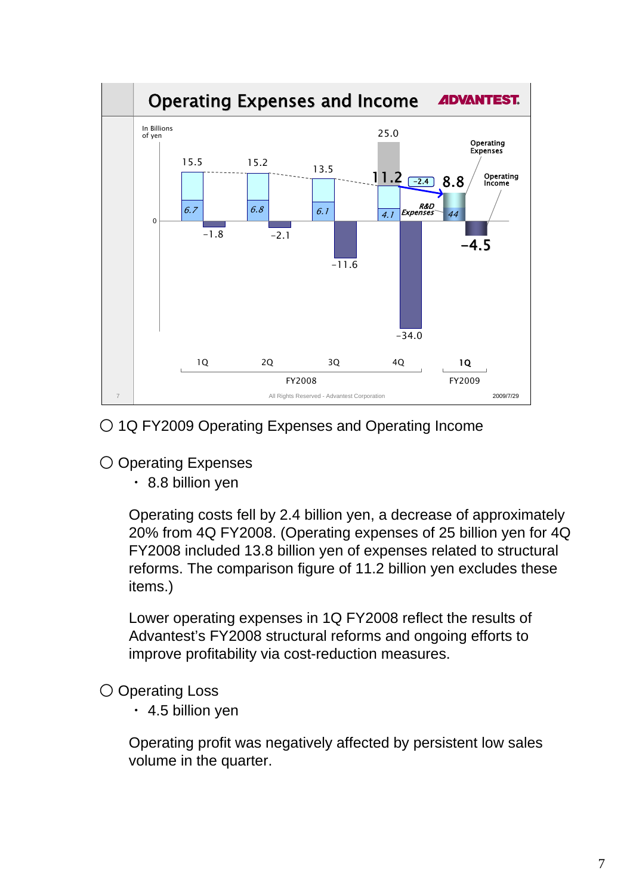## Operating Expenses and Income

ADVANTEST

In Billions of yen

| | 1Q FY2008 | 2Q FY2008 | 3Q FY2008 | 4Q FY2008 | 1Q FY2009 |
|---|---|---|---|---|---|
| Operating Expenses | 15.5 | 15.2 | 13.5 | 25.0 (11.2) | 8.8 |
| R&D Expenses | 6.7 | 6.8 | 6.1 | 4.1 | 4.4 |
| Operating Income | -1.8 | -2.1 | -11.6 | -34.0 | -4.5 |

-2.4

All Rights Reserved - Advantest Corporation

2009/7/29

○ 1Q FY2009 Operating Expenses and Operating Income

○ Operating Expenses

- 8.8 billion yen

Operating costs fell by 2.4 billion yen, a decrease of approximately 20% from 4Q FY2008. (Operating expenses of 25 billion yen for 4Q FY2008 included 13.8 billion yen of expenses related to structural reforms. The comparison figure of 11.2 billion yen excludes these items.)

Lower operating expenses in 1Q FY2008 reflect the results of Advantest's FY2008 structural reforms and ongoing efforts to improve profitability via cost-reduction measures.

○ Operating Loss

- 4.5 billion yen

Operating profit was negatively affected by persistent low sales volume in the quarter.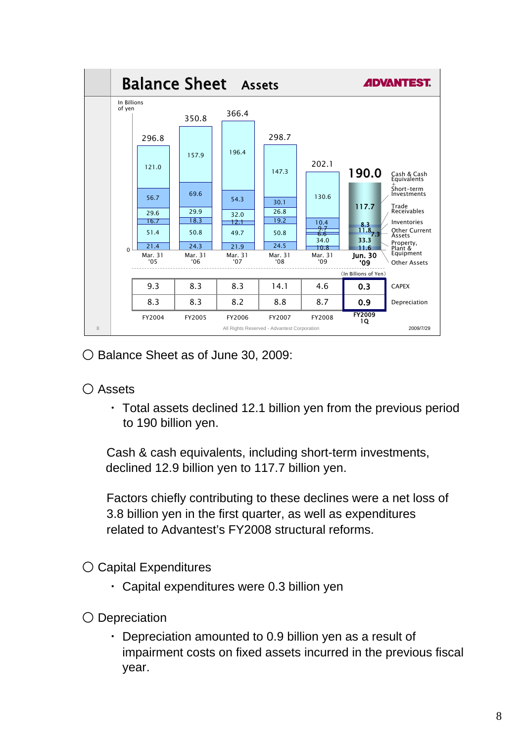## Balance Sheet Assets

ADVANTEST.

In Billions of yen

| | Mar. 31 '05 | Mar. 31 '06 | Mar. 31 '07 | Mar. 31 '08 | Mar. 31 '09 | Jun. 30 '09 |
|---|---|---|---|---|---|---|
| Total | 296.8 | 350.8 | 366.4 | 298.7 | 202.1 | 190.0 |
| Cash & Cash Equivalents + Short-term Investments | 121.0 | 157.9 | 196.4 | 147.3 | 130.6 | 117.7 |
| Trade Receivables | 56.7 | 69.6 | 54.3 | 30.1 | 10.4 | 8.3 |
| Inventories | 29.6 | 29.9 | 32.0 | 26.8 | 9.7 | 11.8 |
| Other Current Assets | 16.7 | 18.3 | 12.1 | 19.2 | 6.6 | 7.3 |
| Property, Plant & Equipment | 51.4 | 50.8 | 49.7 | 50.8 | 34.0 | 33.3 |
| Other Assets | 21.4 | 24.3 | 21.9 | 24.5 | 10.8 | 11.6 |

(In Billions of Yen)

| | FY2004 | FY2005 | FY2006 | FY2007 | FY2008 | FY2009 1Q |
|---|---|---|---|---|---|---|
| CAPEX | 9.3 | 8.3 | 8.3 | 14.1 | 4.6 | 0.3 |
| Depreciation | 8.3 | 8.3 | 8.2 | 8.8 | 8.7 | 0.9 |

All Rights Reserved - Advantest Corporation

2009/7/29

○ Balance Sheet as of June 30, 2009:

○ Assets

- Total assets declined 12.1 billion yen from the previous period to 190 billion yen.

Cash & cash equivalents, including short-term investments, declined 12.9 billion yen to 117.7 billion yen.

Factors chiefly contributing to these declines were a net loss of 3.8 billion yen in the first quarter, as well as expenditures related to Advantest's FY2008 structural reforms.

○ Capital Expenditures

- Capital expenditures were 0.3 billion yen

○ Depreciation

- Depreciation amounted to 0.9 billion yen as a result of impairment costs on fixed assets incurred in the previous fiscal year.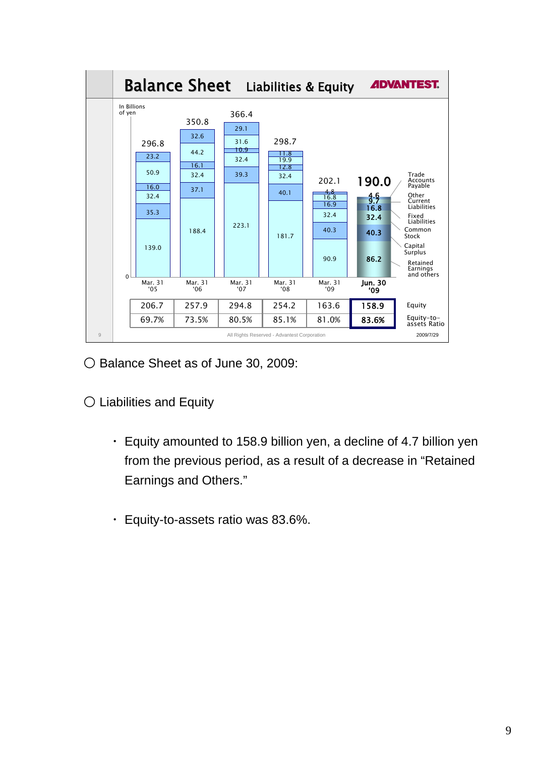# Balance Sheet Liabilities & Equity

ADVANTEST

In Billions of yen

| | Mar. 31 '05 | Mar. 31 '06 | Mar. 31 '07 | Mar. 31 '08 | Mar. 31 '09 | Jun. 30 '09 |
|---|---|---|---|---|---|---|
| Total | 296.8 | 350.8 | 366.4 | 298.7 | 202.1 | 190.0 |
| Trade Accounts Payable | 23.2 | 32.6 | 29.1 | 11.8 | 4.8 | 4.6 |
| Other Current Liabilities | 50.9 | 44.2 | 31.6 | 19.9 | 16.8 | 9.7 |
| Fixed Liabilities | 16.0 | 16.1 | 10.9 | 12.8 | 16.9 | 16.8 |
| Common Stock | 32.4 | 32.4 | 32.4 | 32.4 | 32.4 | 32.4 |
| Capital Surplus | 35.3 | 37.1 | 39.3 | 40.1 | 40.3 | 40.3 |
| Retained Earnings and others | 139.0 | 188.4 | 223.1 | 181.7 | 90.9 | 86.2 |
| Equity | 206.7 | 257.9 | 294.8 | 254.2 | 163.6 | 158.9 |
| Equity-to-assets Ratio | 69.7% | 73.5% | 80.5% | 85.1% | 81.0% | 83.6% |

All Rights Reserved - Advantest Corporation

2009/7/29

○ Balance Sheet as of June 30, 2009:

○ Liabilities and Equity

- Equity amounted to 158.9 billion yen, a decline of 4.7 billion yen from the previous period, as a result of a decrease in “Retained Earnings and Others.”

- Equity-to-assets ratio was 83.6%.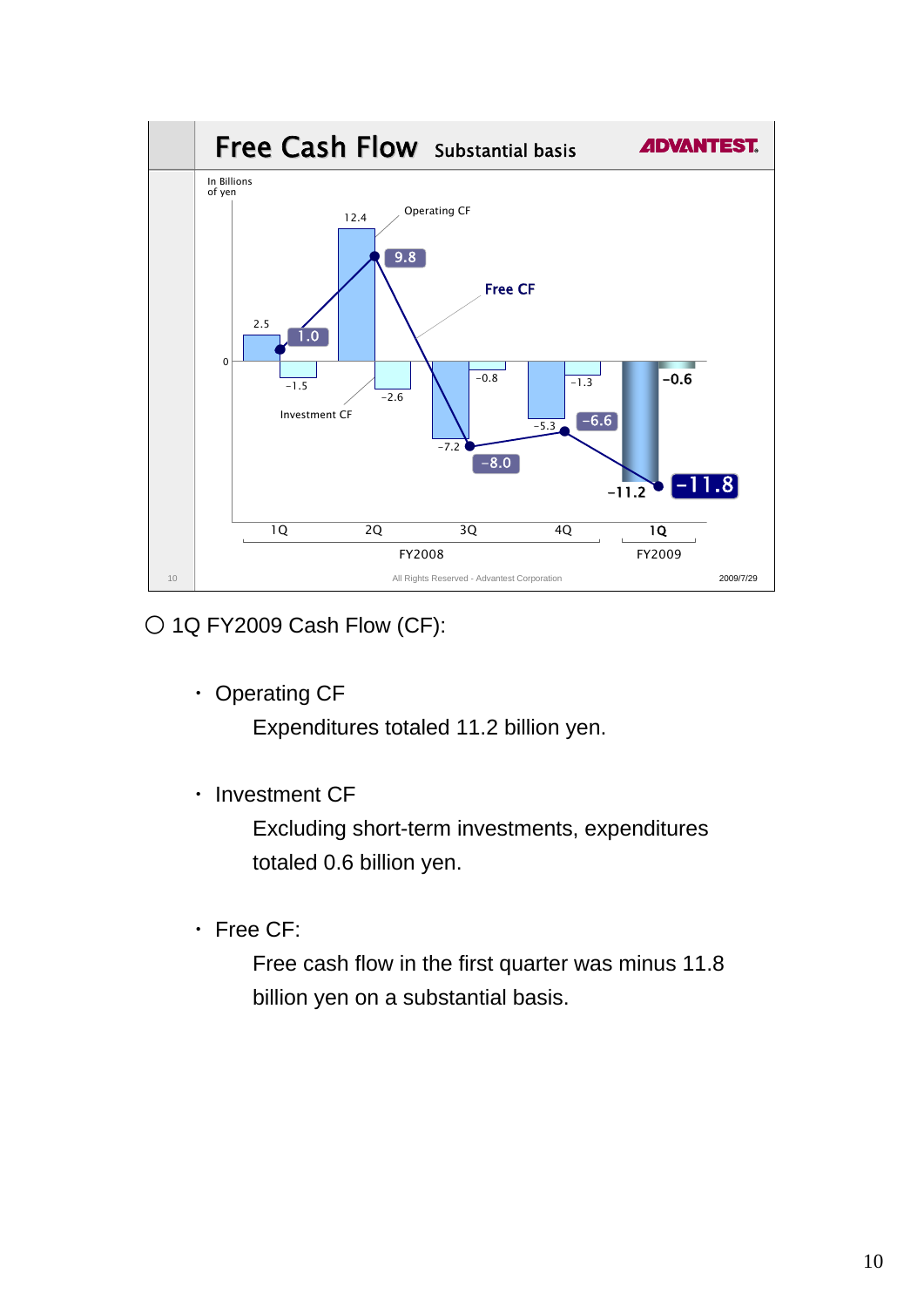## Free Cash Flow Substantial basis

ADVANTEST.

In Billions of yen

| | FY2008 1Q | FY2008 2Q | FY2008 3Q | FY2008 4Q | FY2009 1Q |
|---|---|---|---|---|---|
| Operating CF | 2.5 | 12.4 | -7.2 | -5.3 | -11.2 |
| Investment CF | -1.5 | -2.6 | -0.8 | -1.3 | -0.6 |
| Free CF | 1.0 | 9.8 | -8.0 | -6.6 | -11.8 |

All Rights Reserved - Advantest Corporation

2009/7/29

○ 1Q FY2009 Cash Flow (CF):

- Operating CF

  Expenditures totaled 11.2 billion yen.

- Investment CF

  Excluding short-term investments, expenditures totaled 0.6 billion yen.

- Free CF:

  Free cash flow in the first quarter was minus 11.8 billion yen on a substantial basis.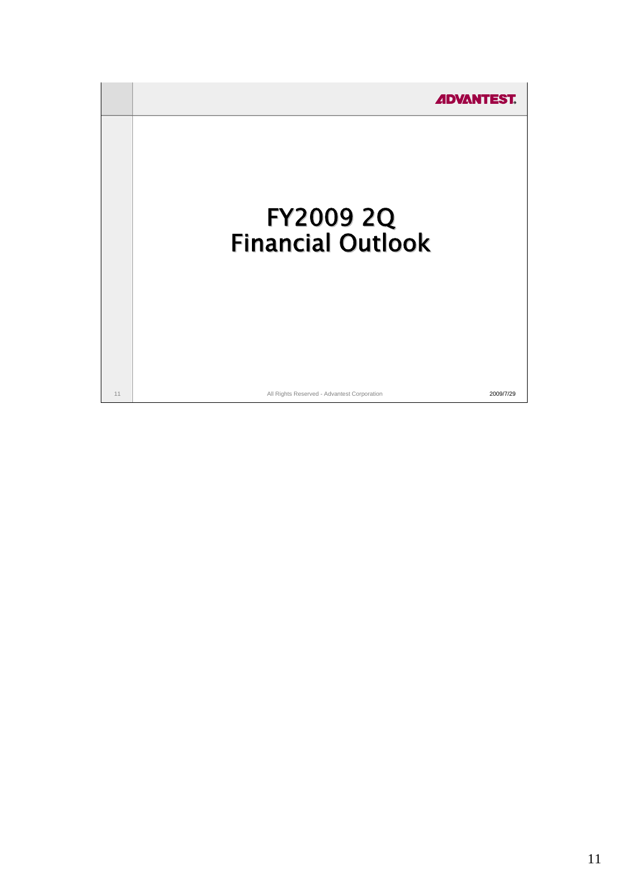# FY2009 2Q Financial Outlook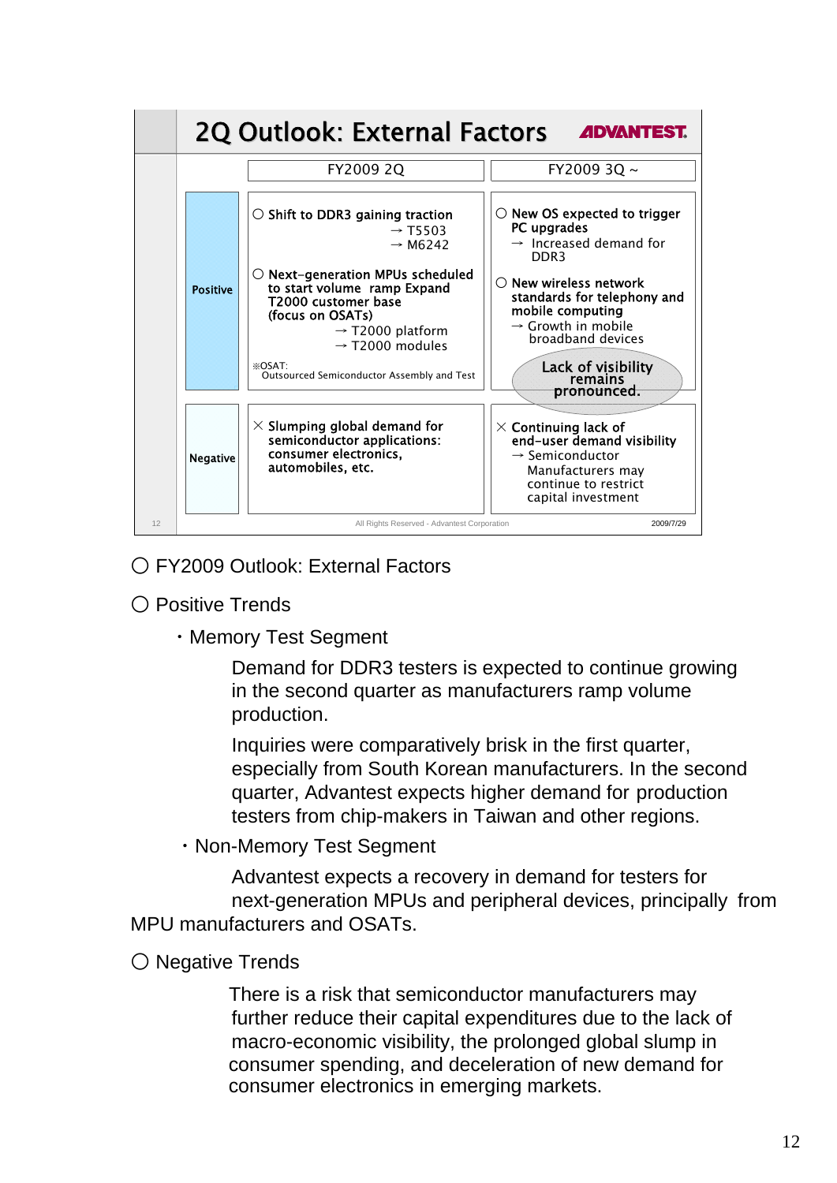## 2Q Outlook: External Factors

ADVANTEST.

| | FY2009 2Q | FY2009 3Q ~ |
|---|---|---|
| Positive | ○ Shift to DDR3 gaining traction → T5503 → M6242<br><br>○ Next-generation MPUs scheduled to start volume ramp Expand T2000 customer base (focus on OSATs) → T2000 platform → T2000 modules<br><br>※OSAT: Outsourced Semiconductor Assembly and Test | ○ New OS expected to trigger PC upgrades → Increased demand for DDR3<br><br>○ New wireless network standards for telephony and mobile computing → Growth in mobile broadband devices<br><br>Lack of visibility remains pronounced. |
| Negative | × Slumping global demand for semiconductor applications: consumer electronics, automobiles, etc. | × Continuing lack of end-user demand visibility → Semiconductor Manufacturers may continue to restrict capital investment |

All Rights Reserved - Advantest Corporation 2009/7/29

○ FY2009 Outlook: External Factors

○ Positive Trends

・Memory Test Segment

Demand for DDR3 testers is expected to continue growing in the second quarter as manufacturers ramp volume production.

Inquiries were comparatively brisk in the first quarter, especially from South Korean manufacturers. In the second quarter, Advantest expects higher demand for production testers from chip-makers in Taiwan and other regions.

・Non-Memory Test Segment

Advantest expects a recovery in demand for testers for next-generation MPUs and peripheral devices, principally from MPU manufacturers and OSATs.

○ Negative Trends

There is a risk that semiconductor manufacturers may further reduce their capital expenditures due to the lack of macro-economic visibility, the prolonged global slump in consumer spending, and deceleration of new demand for consumer electronics in emerging markets.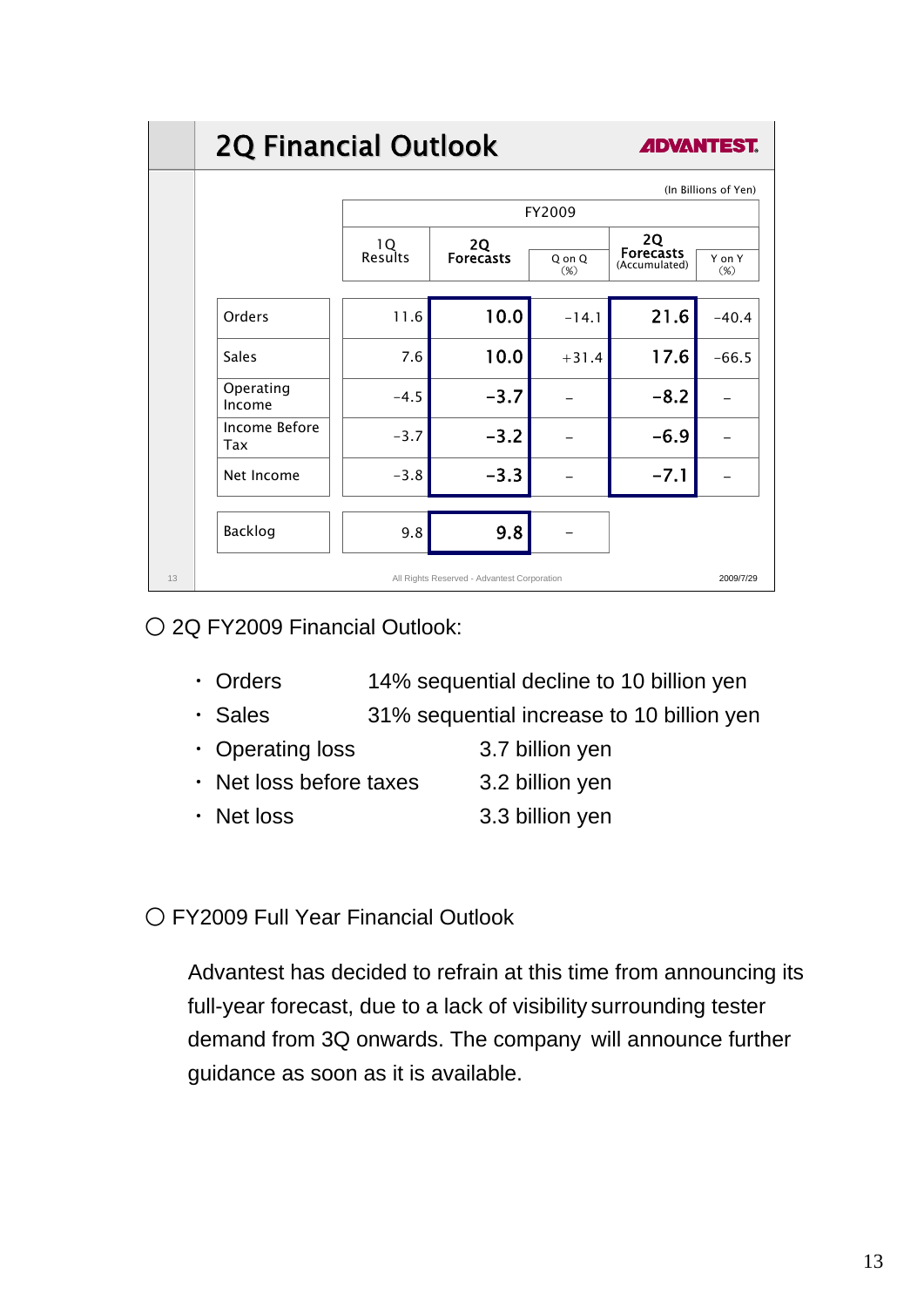## 2Q Financial Outlook

ADVANTEST

(In Billions of Yen)

| | FY2009 | | | | |
|---|---|---|---|---|---|
| | 1Q Results | 2Q Forecasts | Q on Q (%) | 2Q Forecasts (Accumulated) | Y on Y (%) |
| Orders | 11.6 | 10.0 | -14.1 | 21.6 | -40.4 |
| Sales | 7.6 | 10.0 | +31.4 | 17.6 | -66.5 |
| Operating Income | -4.5 | -3.7 | – | -8.2 | – |
| Income Before Tax | -3.7 | -3.2 | – | -6.9 | – |
| Net Income | -3.8 | -3.3 | – | -7.1 | – |
| Backlog | 9.8 | 9.8 | – | | |

All Rights Reserved - Advantest Corporation 2009/7/29

○ 2Q FY2009 Financial Outlook:

- Orders 14% sequential decline to 10 billion yen
- Sales 31% sequential increase to 10 billion yen
- Operating loss 3.7 billion yen
- Net loss before taxes 3.2 billion yen
- Net loss 3.3 billion yen

○ FY2009 Full Year Financial Outlook

Advantest has decided to refrain at this time from announcing its full-year forecast, due to a lack of visibility surrounding tester demand from 3Q onwards. The company will announce further guidance as soon as it is available.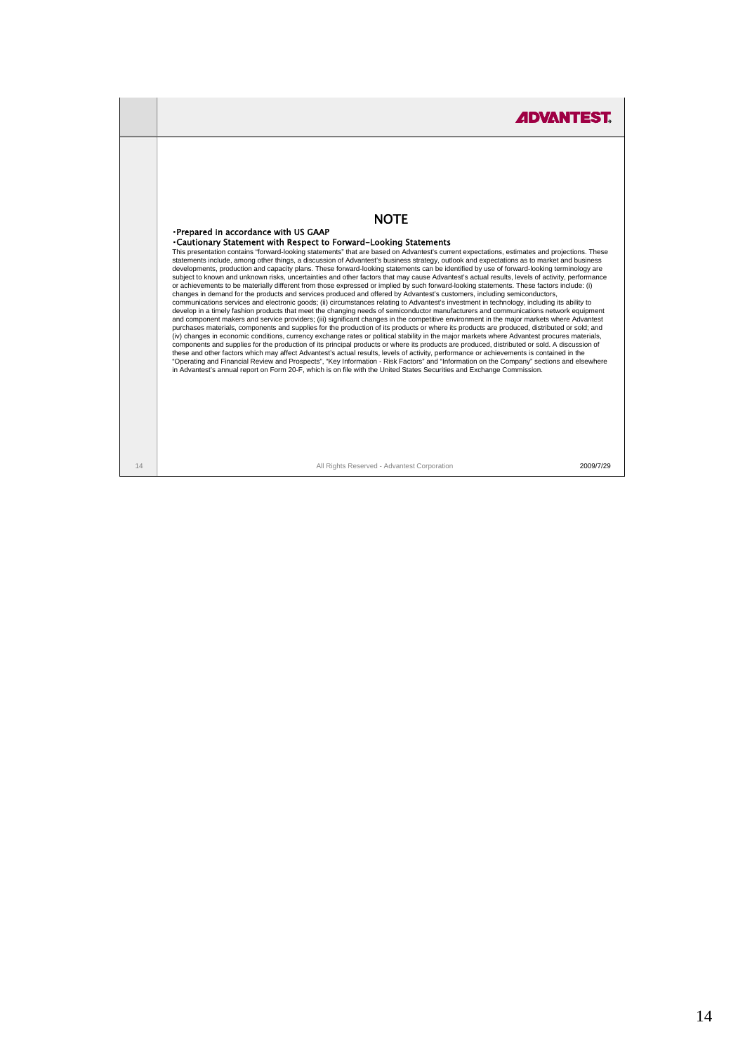# NOTE

・Prepared in accordance with US GAAP

・Cautionary Statement with Respect to Forward-Looking Statements

This presentation contains "forward-looking statements" that are based on Advantest's current expectations, estimates and projections. These statements include, among other things, a discussion of Advantest's business strategy, outlook and expectations as to market and business developments, production and capacity plans. These forward-looking statements can be identified by use of forward-looking terminology are subject to known and unknown risks, uncertainties and other factors that may cause Advantest's actual results, levels of activity, performance or achievements to be materially different from those expressed or implied by such forward-looking statements. These factors include: (i) changes in demand for the products and services produced and offered by Advantest's customers, including semiconductors, communications services and electronic goods; (ii) circumstances relating to Advantest's investment in technology, including its ability to develop in a timely fashion products that meet the changing needs of semiconductor manufacturers and communications network equipment and component makers and service providers; (iii) significant changes in the competitive environment in the major markets where Advantest purchases materials, components and supplies for the production of its products or where its products are produced, distributed or sold; and (iv) changes in economic conditions, currency exchange rates or political stability in the major markets where Advantest procures materials, components and supplies for the production of its principal products or where its products are produced, distributed or sold. A discussion of these and other factors which may affect Advantest's actual results, levels of activity, performance or achievements is contained in the "Operating and Financial Review and Prospects", "Key Information - Risk Factors" and "Information on the Company" sections and elsewhere in Advantest's annual report on Form 20-F, which is on file with the United States Securities and Exchange Commission.